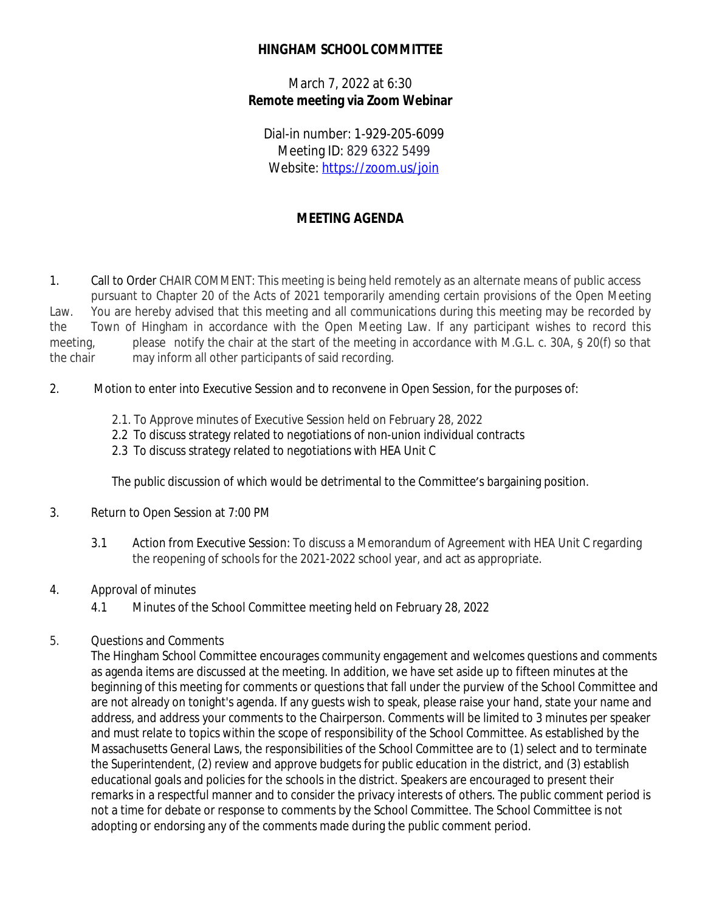**HINGHAM SCHOOL COMMITTEE**

March 7, 2022 at 6:30
**Remote meeting via Zoom Webinar**

Dial-in number: 1-929-205-6099
Meeting ID: 829 6322 5499
Website: https://zoom.us/join

## MEETING AGENDA

1. Call to Order CHAIR COMMENT: This meeting is being held remotely as an alternate means of public access pursuant to Chapter 20 of the Acts of 2021 temporarily amending certain provisions of the Open Meeting Law. You are hereby advised that this meeting and all communications during this meeting may be recorded by the Town of Hingham in accordance with the Open Meeting Law. If any participant wishes to record this meeting, please notify the chair at the start of the meeting in accordance with M.G.L. c. 30A, § 20(f) so that the chair may inform all other participants of said recording.

2. Motion to enter into Executive Session and to reconvene in Open Session, for the purposes of:

   2.1. To Approve minutes of Executive Session held on February 28, 2022
   2.2 To discuss strategy related to negotiations of non-union individual contracts
   2.3 To discuss strategy related to negotiations with HEA Unit C

   The public discussion of which would be detrimental to the Committee's bargaining position.

3. Return to Open Session at 7:00 PM

   3.1 Action from Executive Session: To discuss a Memorandum of Agreement with HEA Unit C regarding the reopening of schools for the 2021-2022 school year, and act as appropriate.

4. Approval of minutes

   4.1 Minutes of the School Committee meeting held on February 28, 2022

5. Questions and Comments

   The Hingham School Committee encourages community engagement and welcomes questions and comments as agenda items are discussed at the meeting. In addition, we have set aside up to fifteen minutes at the beginning of this meeting for comments or questions that fall under the purview of the School Committee and are not already on tonight's agenda. If any guests wish to speak, please raise your hand, state your name and address, and address your comments to the Chairperson. Comments will be limited to 3 minutes per speaker and must relate to topics within the scope of responsibility of the School Committee. As established by the Massachusetts General Laws, the responsibilities of the School Committee are to (1) select and to terminate the Superintendent, (2) review and approve budgets for public education in the district, and (3) establish educational goals and policies for the schools in the district. Speakers are encouraged to present their remarks in a respectful manner and to consider the privacy interests of others. The public comment period is not a time for debate or response to comments by the School Committee. The School Committee is not adopting or endorsing any of the comments made during the public comment period.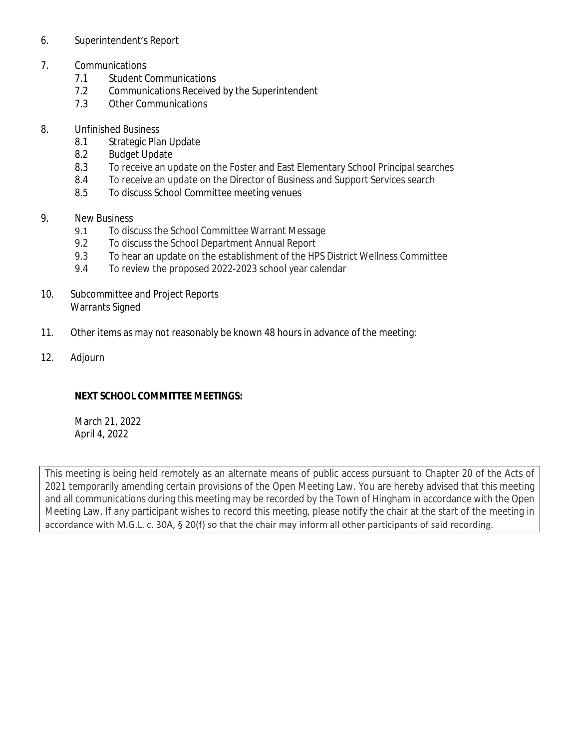6. Superintendent's Report

7. Communications
   - 7.1 Student Communications
   - 7.2 Communications Received by the Superintendent
   - 7.3 Other Communications

8. Unfinished Business
   - 8.1 Strategic Plan Update
   - 8.2 Budget Update
   - 8.3 To receive an update on the Foster and East Elementary School Principal searches
   - 8.4 To receive an update on the Director of Business and Support Services search
   - 8.5 To discuss School Committee meeting venues

9. New Business
   - 9.1 To discuss the School Committee Warrant Message
   - 9.2 To discuss the School Department Annual Report
   - 9.3 To hear an update on the establishment of the HPS District Wellness Committee
   - 9.4 To review the proposed 2022-2023 school year calendar

10. Subcommittee and Project Reports
    Warrants Signed

11. Other items as may not reasonably be known 48 hours in advance of the meeting:

12. Adjourn

**NEXT SCHOOL COMMITTEE MEETINGS:**

March 21, 2022
April 4, 2022

This meeting is being held remotely as an alternate means of public access pursuant to Chapter 20 of the Acts of 2021 temporarily amending certain provisions of the Open Meeting Law. You are hereby advised that this meeting and all communications during this meeting may be recorded by the Town of Hingham in accordance with the Open Meeting Law. If any participant wishes to record this meeting, please notify the chair at the start of the meeting in accordance with M.G.L. c. 30A, § 20(f) so that the chair may inform all other participants of said recording.